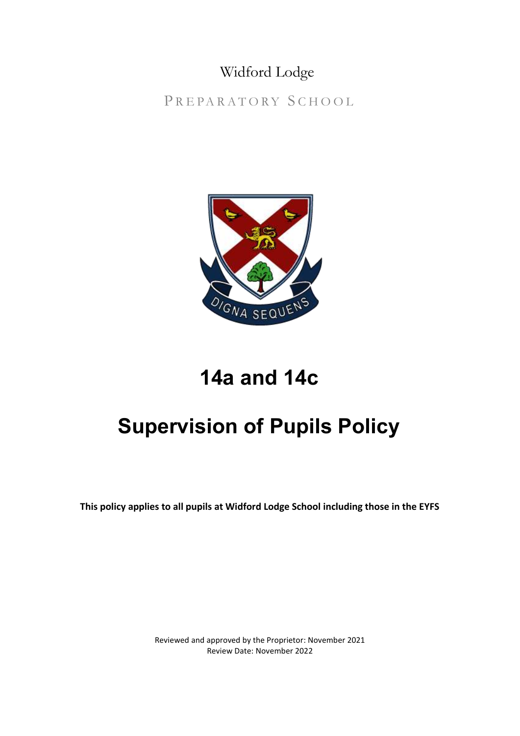Widford Lodge

PREPARATORY SCHOOL

# 14a and 14c

# Supervision of Pupils Policy

**This policy applies to all pupils at Widford Lodge School including those in the EYFS**

Reviewed and approved by the Proprietor: November 2021
Review Date: November 2022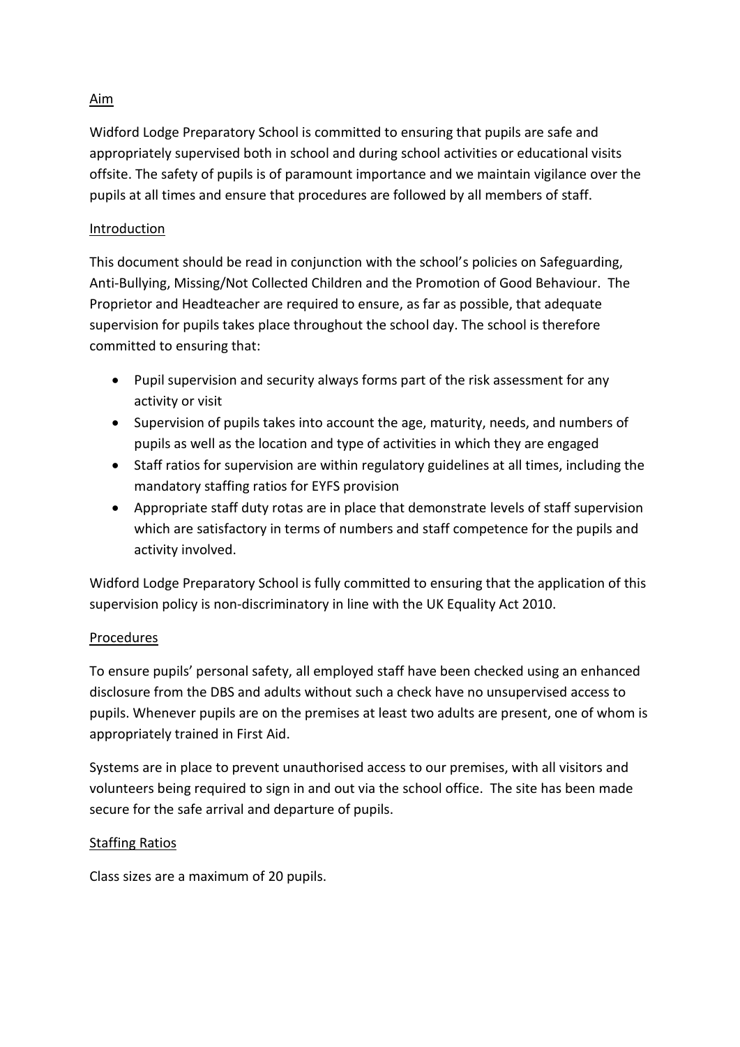## Aim

Widford Lodge Preparatory School is committed to ensuring that pupils are safe and appropriately supervised both in school and during school activities or educational visits offsite. The safety of pupils is of paramount importance and we maintain vigilance over the pupils at all times and ensure that procedures are followed by all members of staff.

## Introduction

This document should be read in conjunction with the school's policies on Safeguarding, Anti-Bullying, Missing/Not Collected Children and the Promotion of Good Behaviour. The Proprietor and Headteacher are required to ensure, as far as possible, that adequate supervision for pupils takes place throughout the school day. The school is therefore committed to ensuring that:

- Pupil supervision and security always forms part of the risk assessment for any activity or visit
- Supervision of pupils takes into account the age, maturity, needs, and numbers of pupils as well as the location and type of activities in which they are engaged
- Staff ratios for supervision are within regulatory guidelines at all times, including the mandatory staffing ratios for EYFS provision
- Appropriate staff duty rotas are in place that demonstrate levels of staff supervision which are satisfactory in terms of numbers and staff competence for the pupils and activity involved.

Widford Lodge Preparatory School is fully committed to ensuring that the application of this supervision policy is non-discriminatory in line with the UK Equality Act 2010.

## Procedures

To ensure pupils' personal safety, all employed staff have been checked using an enhanced disclosure from the DBS and adults without such a check have no unsupervised access to pupils. Whenever pupils are on the premises at least two adults are present, one of whom is appropriately trained in First Aid.

Systems are in place to prevent unauthorised access to our premises, with all visitors and volunteers being required to sign in and out via the school office. The site has been made secure for the safe arrival and departure of pupils.

## Staffing Ratios

Class sizes are a maximum of 20 pupils.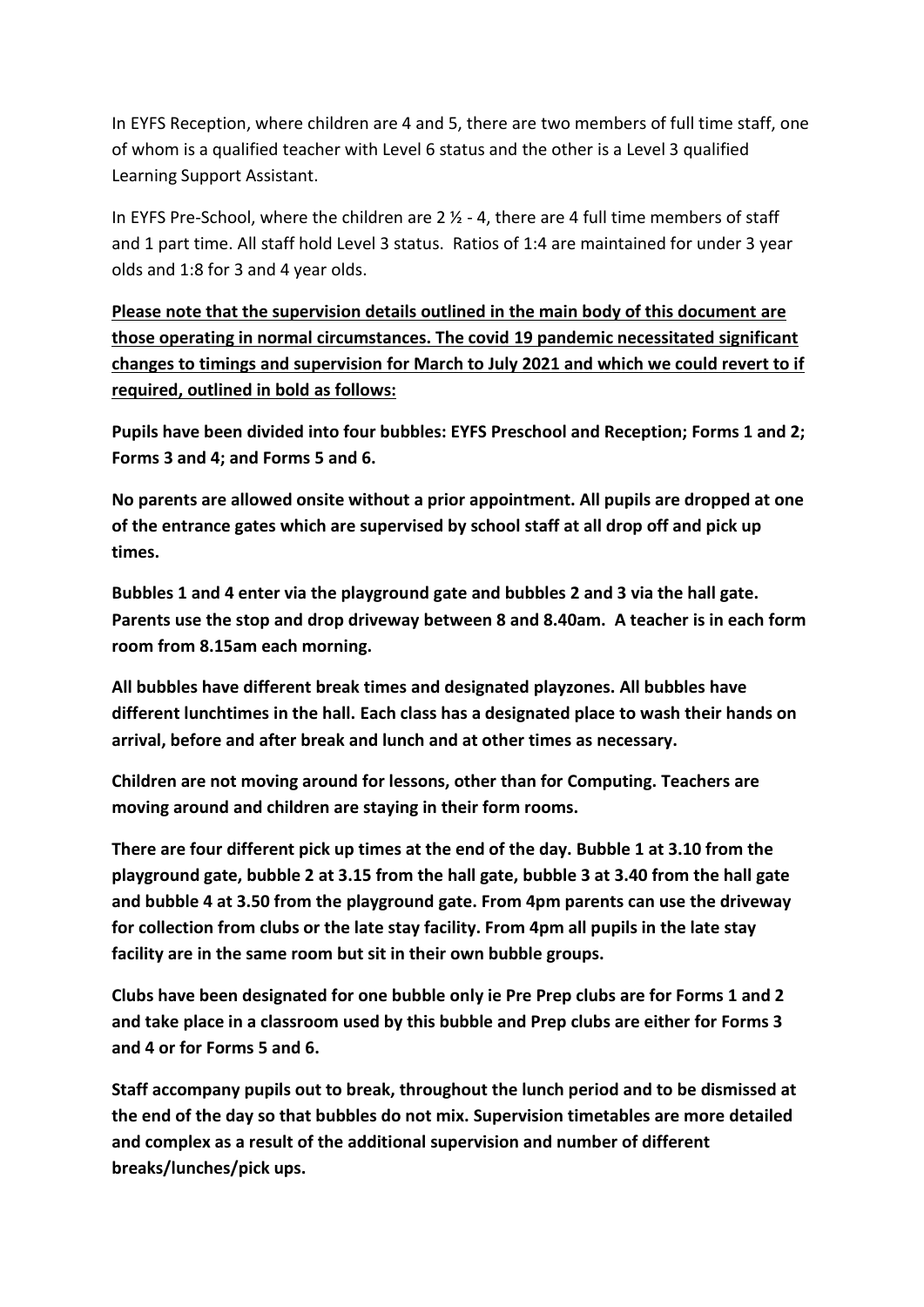In EYFS Reception, where children are 4 and 5, there are two members of full time staff, one of whom is a qualified teacher with Level 6 status and the other is a Level 3 qualified Learning Support Assistant.

In EYFS Pre-School, where the children are 2 ½ - 4, there are 4 full time members of staff and 1 part time. All staff hold Level 3 status. Ratios of 1:4 are maintained for under 3 year olds and 1:8 for 3 and 4 year olds.

<u>**Please note that the supervision details outlined in the main body of this document are those operating in normal circumstances. The covid 19 pandemic necessitated significant changes to timings and supervision for March to July 2021 and which we could revert to if required, outlined in bold as follows:**</u>

**Pupils have been divided into four bubbles: EYFS Preschool and Reception; Forms 1 and 2; Forms 3 and 4; and Forms 5 and 6.**

**No parents are allowed onsite without a prior appointment. All pupils are dropped at one of the entrance gates which are supervised by school staff at all drop off and pick up times.**

**Bubbles 1 and 4 enter via the playground gate and bubbles 2 and 3 via the hall gate. Parents use the stop and drop driveway between 8 and 8.40am. A teacher is in each form room from 8.15am each morning.**

**All bubbles have different break times and designated playzones. All bubbles have different lunchtimes in the hall. Each class has a designated place to wash their hands on arrival, before and after break and lunch and at other times as necessary.**

**Children are not moving around for lessons, other than for Computing. Teachers are moving around and children are staying in their form rooms.**

**There are four different pick up times at the end of the day. Bubble 1 at 3.10 from the playground gate, bubble 2 at 3.15 from the hall gate, bubble 3 at 3.40 from the hall gate and bubble 4 at 3.50 from the playground gate. From 4pm parents can use the driveway for collection from clubs or the late stay facility. From 4pm all pupils in the late stay facility are in the same room but sit in their own bubble groups.**

**Clubs have been designated for one bubble only ie Pre Prep clubs are for Forms 1 and 2 and take place in a classroom used by this bubble and Prep clubs are either for Forms 3 and 4 or for Forms 5 and 6.**

**Staff accompany pupils out to break, throughout the lunch period and to be dismissed at the end of the day so that bubbles do not mix. Supervision timetables are more detailed and complex as a result of the additional supervision and number of different breaks/lunches/pick ups.**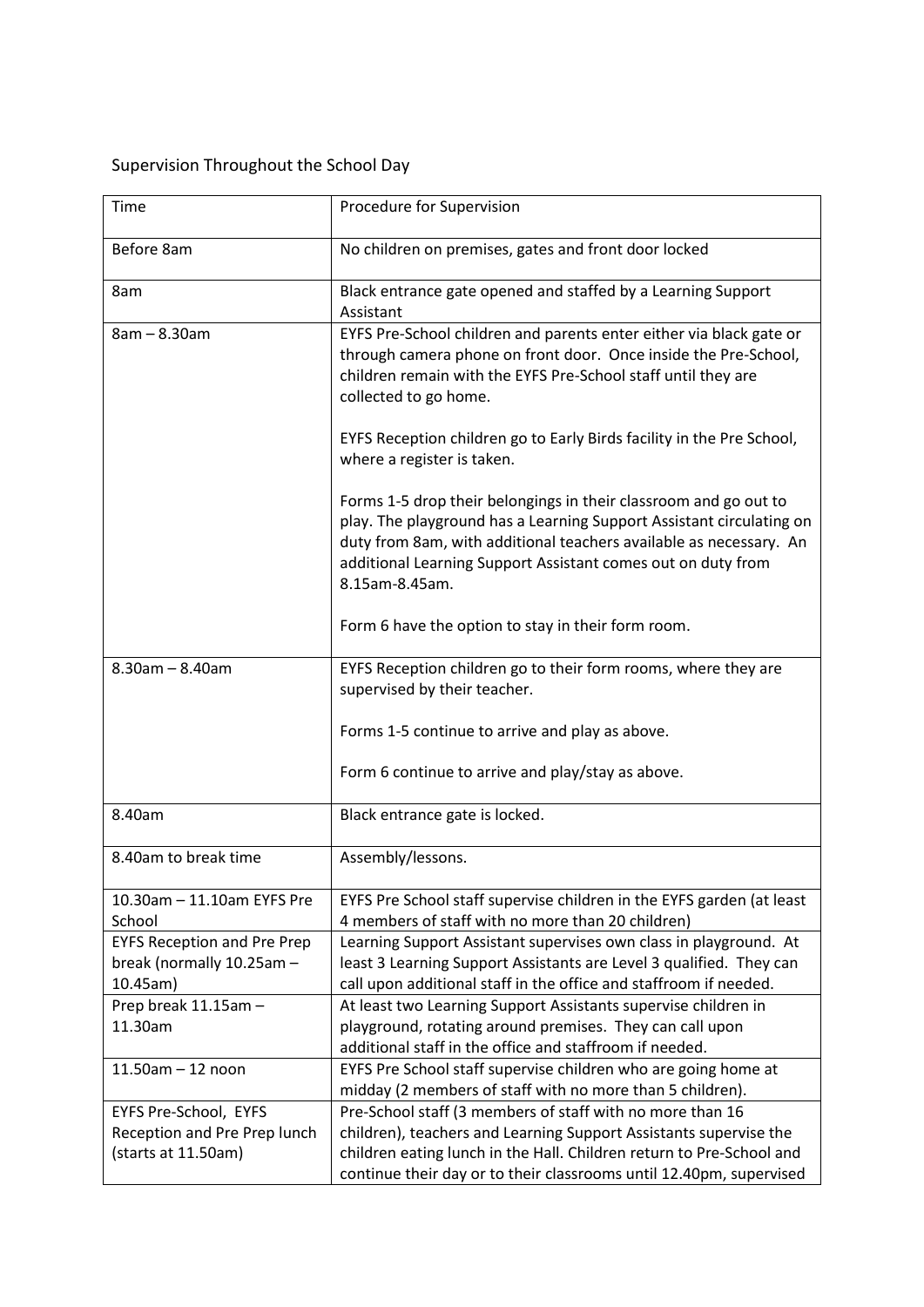Supervision Throughout the School Day

| Time | Procedure for Supervision |
|---|---|
| Before 8am | No children on premises, gates and front door locked |
| 8am | Black entrance gate opened and staffed by a Learning Support Assistant |
| 8am – 8.30am | EYFS Pre-School children and parents enter either via black gate or through camera phone on front door. Once inside the Pre-School, children remain with the EYFS Pre-School staff until they are collected to go home.<br><br>EYFS Reception children go to Early Birds facility in the Pre School, where a register is taken.<br><br>Forms 1-5 drop their belongings in their classroom and go out to play. The playground has a Learning Support Assistant circulating on duty from 8am, with additional teachers available as necessary. An additional Learning Support Assistant comes out on duty from 8.15am-8.45am.<br><br>Form 6 have the option to stay in their form room. |
| 8.30am – 8.40am | EYFS Reception children go to their form rooms, where they are supervised by their teacher.<br><br>Forms 1-5 continue to arrive and play as above.<br><br>Form 6 continue to arrive and play/stay as above. |
| 8.40am | Black entrance gate is locked. |
| 8.40am to break time | Assembly/lessons. |
| 10.30am – 11.10am EYFS Pre School | EYFS Pre School staff supervise children in the EYFS garden (at least 4 members of staff with no more than 20 children) |
| EYFS Reception and Pre Prep break (normally 10.25am – 10.45am) | Learning Support Assistant supervises own class in playground. At least 3 Learning Support Assistants are Level 3 qualified. They can call upon additional staff in the office and staffroom if needed. |
| Prep break 11.15am – 11.30am | At least two Learning Support Assistants supervise children in playground, rotating around premises. They can call upon additional staff in the office and staffroom if needed. |
| 11.50am – 12 noon | EYFS Pre School staff supervise children who are going home at midday (2 members of staff with no more than 5 children). |
| EYFS Pre-School, EYFS Reception and Pre Prep lunch (starts at 11.50am) | Pre-School staff (3 members of staff with no more than 16 children), teachers and Learning Support Assistants supervise the children eating lunch in the Hall. Children return to Pre-School and continue their day or to their classrooms until 12.40pm, supervised |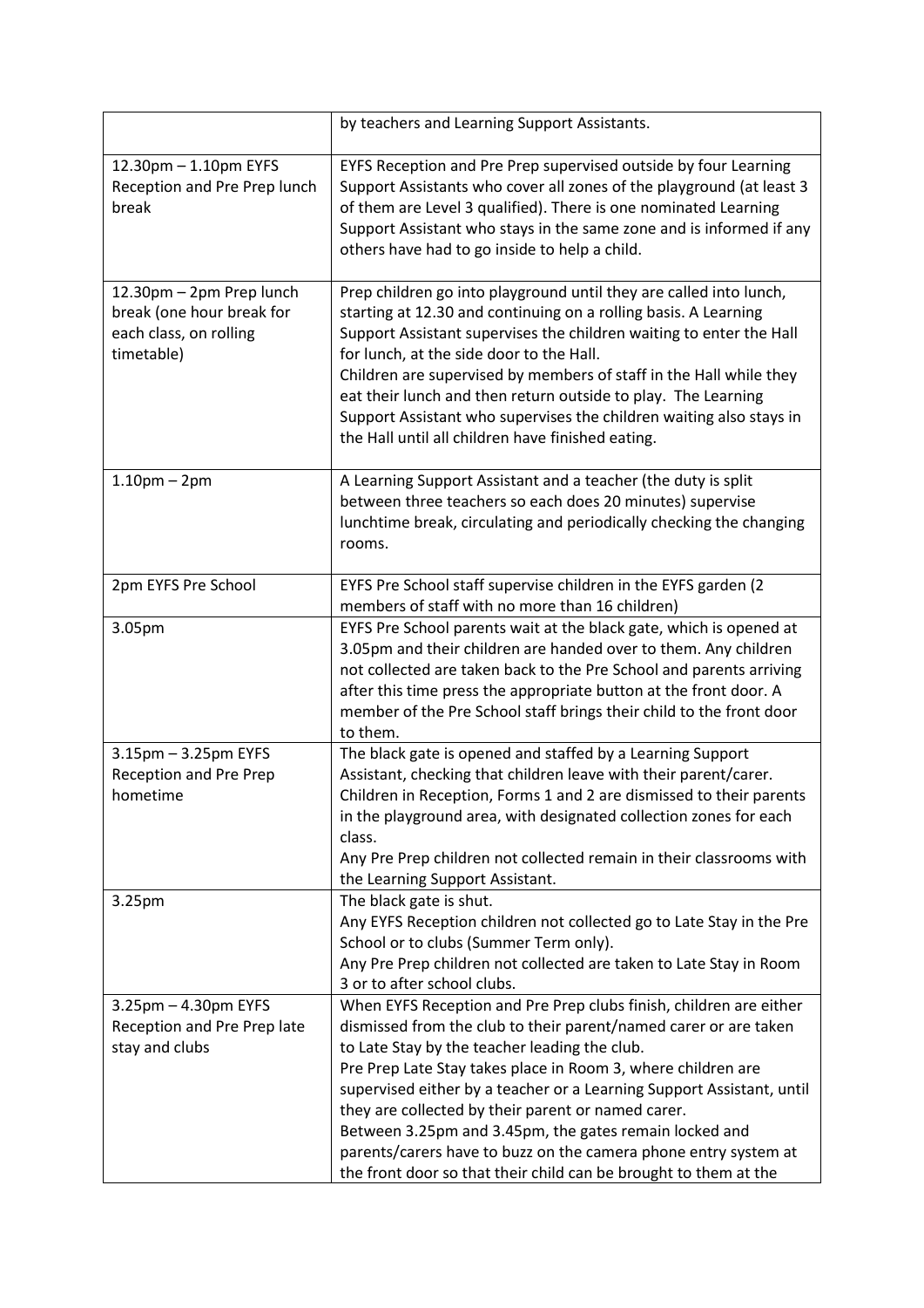| | |
|---|---|
| | by teachers and Learning Support Assistants. |
| 12.30pm – 1.10pm EYFS Reception and Pre Prep lunch break | EYFS Reception and Pre Prep supervised outside by four Learning Support Assistants who cover all zones of the playground (at least 3 of them are Level 3 qualified). There is one nominated Learning Support Assistant who stays in the same zone and is informed if any others have had to go inside to help a child. |
| 12.30pm – 2pm Prep lunch break (one hour break for each class, on rolling timetable) | Prep children go into playground until they are called into lunch, starting at 12.30 and continuing on a rolling basis. A Learning Support Assistant supervises the children waiting to enter the Hall for lunch, at the side door to the Hall.<br>Children are supervised by members of staff in the Hall while they eat their lunch and then return outside to play. The Learning Support Assistant who supervises the children waiting also stays in the Hall until all children have finished eating. |
| 1.10pm – 2pm | A Learning Support Assistant and a teacher (the duty is split between three teachers so each does 20 minutes) supervise lunchtime break, circulating and periodically checking the changing rooms. |
| 2pm EYFS Pre School | EYFS Pre School staff supervise children in the EYFS garden (2 members of staff with no more than 16 children) |
| 3.05pm | EYFS Pre School parents wait at the black gate, which is opened at 3.05pm and their children are handed over to them. Any children not collected are taken back to the Pre School and parents arriving after this time press the appropriate button at the front door. A member of the Pre School staff brings their child to the front door to them. |
| 3.15pm – 3.25pm EYFS Reception and Pre Prep hometime | The black gate is opened and staffed by a Learning Support Assistant, checking that children leave with their parent/carer.<br>Children in Reception, Forms 1 and 2 are dismissed to their parents in the playground area, with designated collection zones for each class.<br>Any Pre Prep children not collected remain in their classrooms with the Learning Support Assistant. |
| 3.25pm | The black gate is shut.<br>Any EYFS Reception children not collected go to Late Stay in the Pre School or to clubs (Summer Term only).<br>Any Pre Prep children not collected are taken to Late Stay in Room 3 or to after school clubs. |
| 3.25pm – 4.30pm EYFS Reception and Pre Prep late stay and clubs | When EYFS Reception and Pre Prep clubs finish, children are either dismissed from the club to their parent/named carer or are taken to Late Stay by the teacher leading the club.<br>Pre Prep Late Stay takes place in Room 3, where children are supervised either by a teacher or a Learning Support Assistant, until they are collected by their parent or named carer.<br>Between 3.25pm and 3.45pm, the gates remain locked and parents/carers have to buzz on the camera phone entry system at the front door so that their child can be brought to them at the |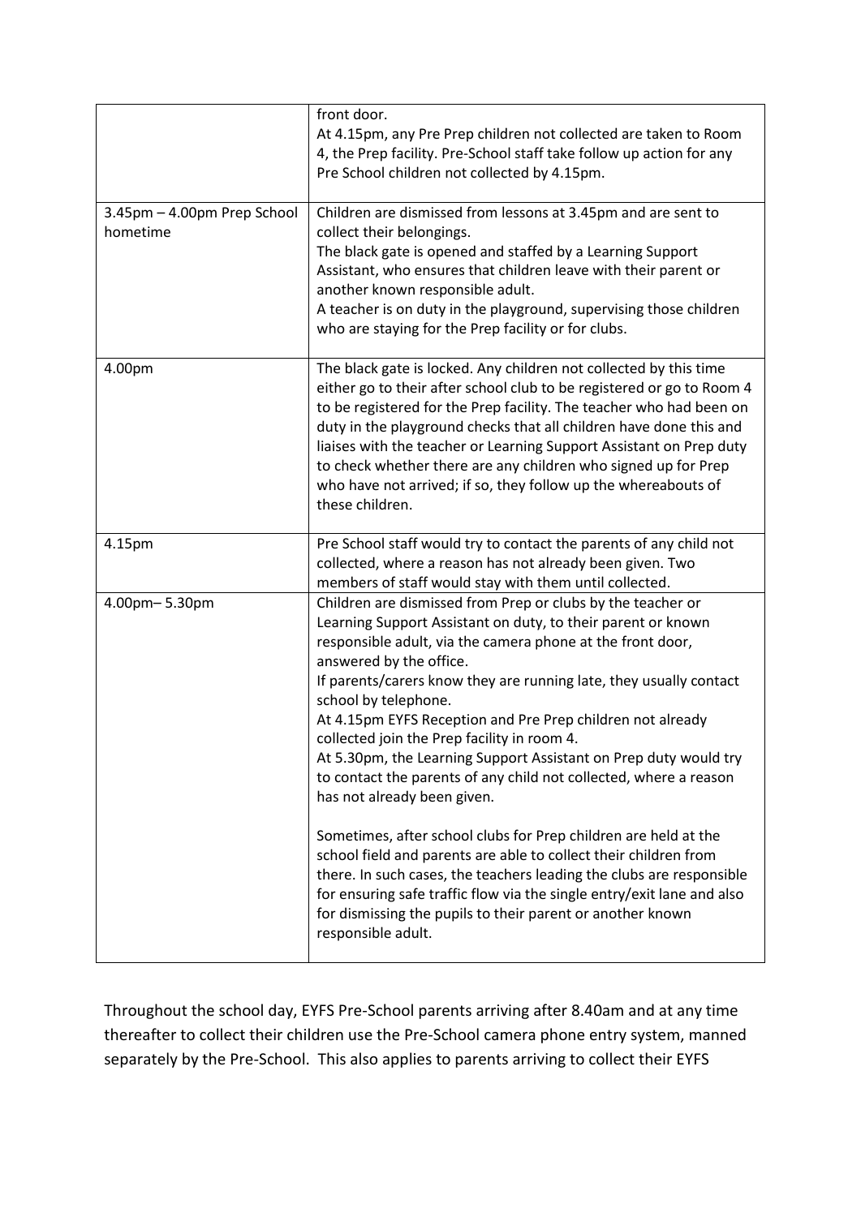| | |
|---|---|
| | front door.<br>At 4.15pm, any Pre Prep children not collected are taken to Room 4, the Prep facility. Pre-School staff take follow up action for any Pre School children not collected by 4.15pm. |
| 3.45pm – 4.00pm Prep School hometime | Children are dismissed from lessons at 3.45pm and are sent to collect their belongings.<br>The black gate is opened and staffed by a Learning Support Assistant, who ensures that children leave with their parent or another known responsible adult.<br>A teacher is on duty in the playground, supervising those children who are staying for the Prep facility or for clubs. |
| 4.00pm | The black gate is locked. Any children not collected by this time either go to their after school club to be registered or go to Room 4 to be registered for the Prep facility. The teacher who had been on duty in the playground checks that all children have done this and liaises with the teacher or Learning Support Assistant on Prep duty to check whether there are any children who signed up for Prep who have not arrived; if so, they follow up the whereabouts of these children. |
| 4.15pm | Pre School staff would try to contact the parents of any child not collected, where a reason has not already been given. Two members of staff would stay with them until collected. |
| 4.00pm– 5.30pm | Children are dismissed from Prep or clubs by the teacher or Learning Support Assistant on duty, to their parent or known responsible adult, via the camera phone at the front door, answered by the office.<br>If parents/carers know they are running late, they usually contact school by telephone.<br>At 4.15pm EYFS Reception and Pre Prep children not already collected join the Prep facility in room 4.<br>At 5.30pm, the Learning Support Assistant on Prep duty would try to contact the parents of any child not collected, where a reason has not already been given.<br><br>Sometimes, after school clubs for Prep children are held at the school field and parents are able to collect their children from there. In such cases, the teachers leading the clubs are responsible for ensuring safe traffic flow via the single entry/exit lane and also for dismissing the pupils to their parent or another known responsible adult. |

Throughout the school day, EYFS Pre-School parents arriving after 8.40am and at any time thereafter to collect their children use the Pre-School camera phone entry system, manned separately by the Pre-School. This also applies to parents arriving to collect their EYFS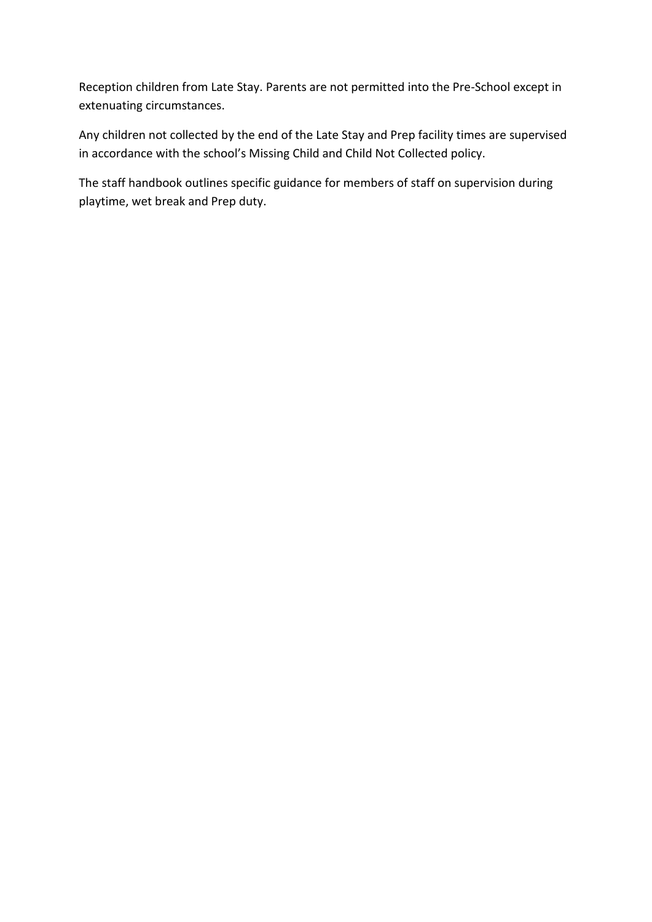Reception children from Late Stay. Parents are not permitted into the Pre-School except in extenuating circumstances.

Any children not collected by the end of the Late Stay and Prep facility times are supervised in accordance with the school's Missing Child and Child Not Collected policy.

The staff handbook outlines specific guidance for members of staff on supervision during playtime, wet break and Prep duty.